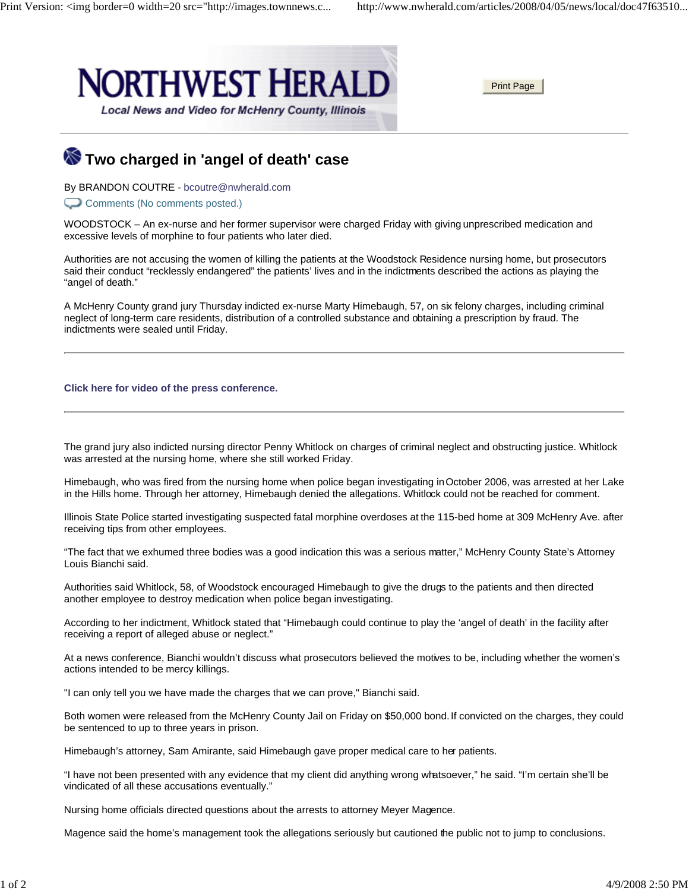# NORTHWEST HERALD

*Local News and Video for McHenry County, Illinois*

## Two charged in 'angel of death' case

By BRANDON COUTRE - bcoutre@nwherald.com

Comments (No comments posted.)

WOODSTOCK – An ex-nurse and her former supervisor were charged Friday with giving unprescribed medication and excessive levels of morphine to four patients who later died.

Authorities are not accusing the women of killing the patients at the Woodstock Residence nursing home, but prosecutors said their conduct "recklessly endangered" the patients' lives and in the indictments described the actions as playing the "angel of death."

A McHenry County grand jury Thursday indicted ex-nurse Marty Himebaugh, 57, on six felony charges, including criminal neglect of long-term care residents, distribution of a controlled substance and obtaining a prescription by fraud. The indictments were sealed until Friday.

---

**Click here for video of the press conference.**

---

The grand jury also indicted nursing director Penny Whitlock on charges of criminal neglect and obstructing justice. Whitlock was arrested at the nursing home, where she still worked Friday.

Himebaugh, who was fired from the nursing home when police began investigating in October 2006, was arrested at her Lake in the Hills home. Through her attorney, Himebaugh denied the allegations. Whitlock could not be reached for comment.

Illinois State Police started investigating suspected fatal morphine overdoses at the 115-bed home at 309 McHenry Ave. after receiving tips from other employees.

"The fact that we exhumed three bodies was a good indication this was a serious matter," McHenry County State's Attorney Louis Bianchi said.

Authorities said Whitlock, 58, of Woodstock encouraged Himebaugh to give the drugs to the patients and then directed another employee to destroy medication when police began investigating.

According to her indictment, Whitlock stated that "Himebaugh could continue to play the 'angel of death' in the facility after receiving a report of alleged abuse or neglect."

At a news conference, Bianchi wouldn't discuss what prosecutors believed the motives to be, including whether the women's actions intended to be mercy killings.

"I can only tell you we have made the charges that we can prove," Bianchi said.

Both women were released from the McHenry County Jail on Friday on $50,000 bond. If convicted on the charges, they could be sentenced to up to three years in prison.

Himebaugh's attorney, Sam Amirante, said Himebaugh gave proper medical care to her patients.

"I have not been presented with any evidence that my client did anything wrong whatsoever," he said. "I'm certain she'll be vindicated of all these accusations eventually."

Nursing home officials directed questions about the arrests to attorney Meyer Magence.

Magence said the home's management took the allegations seriously but cautioned the public not to jump to conclusions.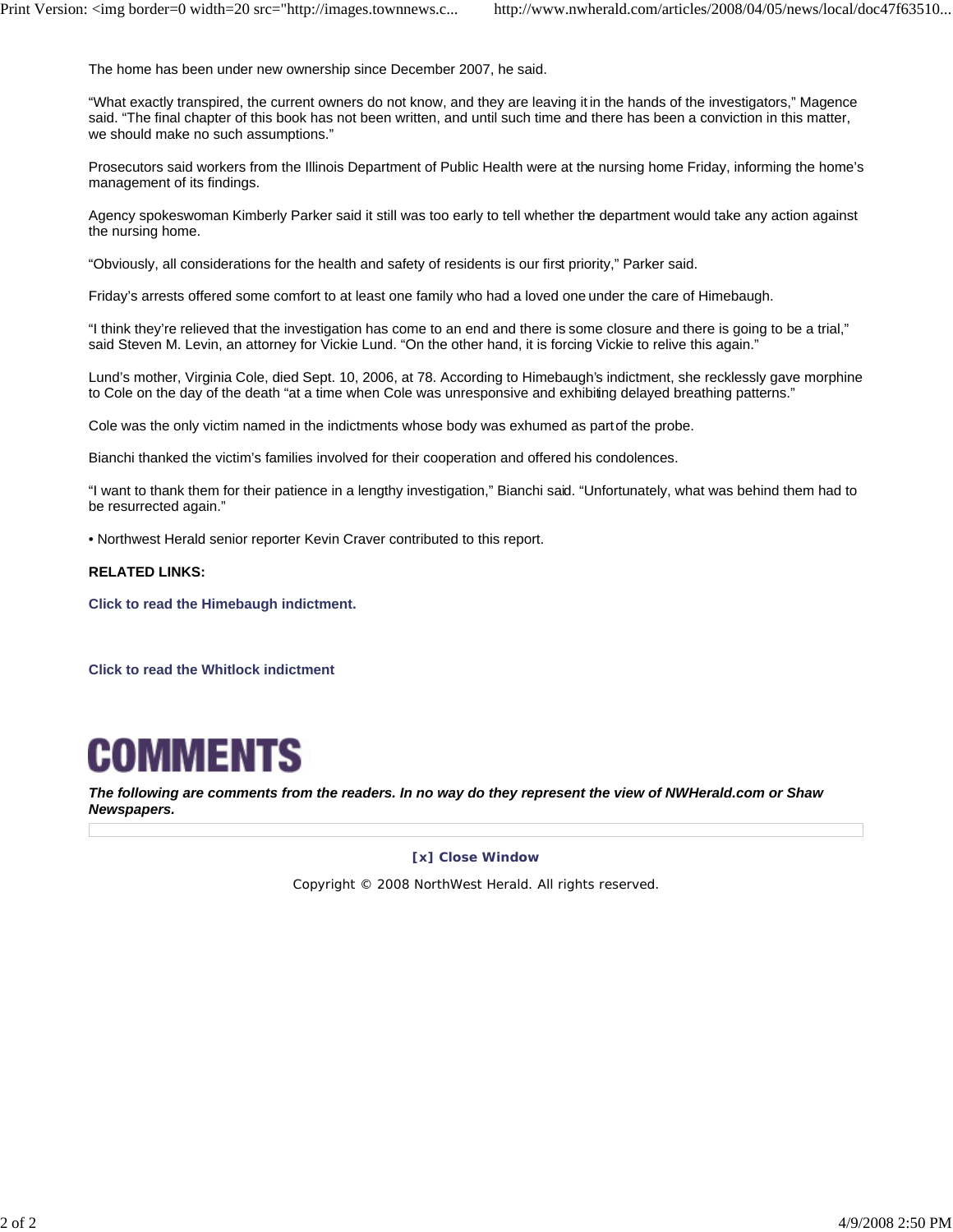The home has been under new ownership since December 2007, he said.

"What exactly transpired, the current owners do not know, and they are leaving it in the hands of the investigators," Magence said. "The final chapter of this book has not been written, and until such time and there has been a conviction in this matter, we should make no such assumptions."

Prosecutors said workers from the Illinois Department of Public Health were at the nursing home Friday, informing the home's management of its findings.

Agency spokeswoman Kimberly Parker said it still was too early to tell whether the department would take any action against the nursing home.

"Obviously, all considerations for the health and safety of residents is our first priority," Parker said.

Friday's arrests offered some comfort to at least one family who had a loved one under the care of Himebaugh.

"I think they're relieved that the investigation has come to an end and there is some closure and there is going to be a trial," said Steven M. Levin, an attorney for Vickie Lund. "On the other hand, it is forcing Vickie to relive this again."

Lund's mother, Virginia Cole, died Sept. 10, 2006, at 78. According to Himebaugh's indictment, she recklessly gave morphine to Cole on the day of the death "at a time when Cole was unresponsive and exhibiting delayed breathing patterns."

Cole was the only victim named in the indictments whose body was exhumed as part of the probe.

Bianchi thanked the victim's families involved for their cooperation and offered his condolences.

"I want to thank them for their patience in a lengthy investigation," Bianchi said. "Unfortunately, what was behind them had to be resurrected again."

• Northwest Herald senior reporter Kevin Craver contributed to this report.

**RELATED LINKS:**

**Click to read the Himebaugh indictment.**

**Click to read the Whitlock indictment**

# COMMENTS

***The following are comments from the readers. In no way do they represent the view of NWHerald.com or Shaw Newspapers.***

**[x] Close Window**

Copyright © 2008 NorthWest Herald. All rights reserved.